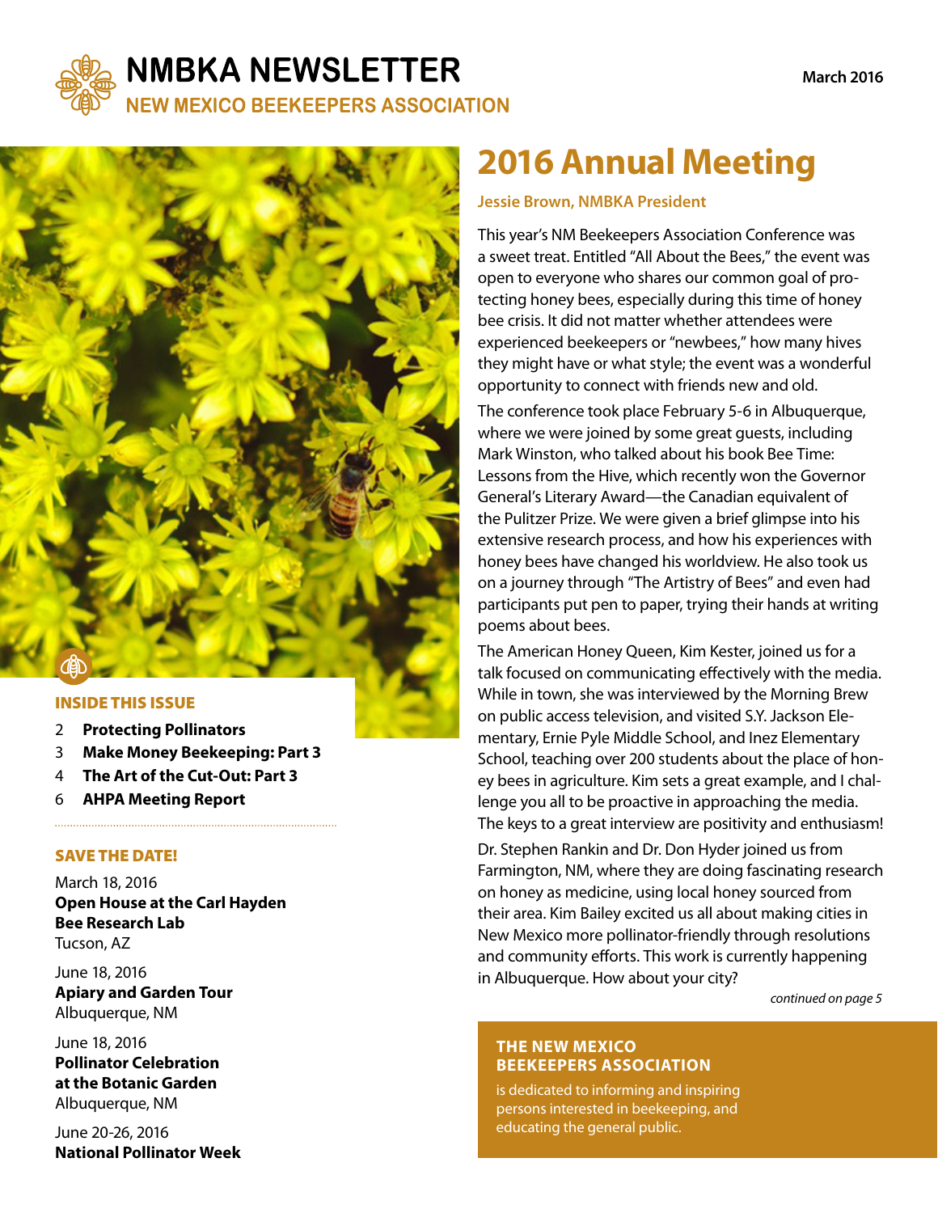# NMBKA NEWSLETTER

## NEW MEXICO BEEKEEPERS ASSOCIATION

March 2016

# 2016 Annual Meeting

**Jessie Brown, NMBKA President**

This year's NM Beekeepers Association Conference was a sweet treat. Entitled "All About the Bees," the event was open to everyone who shares our common goal of protecting honey bees, especially during this time of honey bee crisis. It did not matter whether attendees were experienced beekeepers or "newbees," how many hives they might have or what style; the event was a wonderful opportunity to connect with friends new and old.

The conference took place February 5-6 in Albuquerque, where we were joined by some great guests, including Mark Winston, who talked about his book Bee Time: Lessons from the Hive, which recently won the Governor General's Literary Award—the Canadian equivalent of the Pulitzer Prize. We were given a brief glimpse into his extensive research process, and how his experiences with honey bees have changed his worldview. He also took us on a journey through "The Artistry of Bees" and even had participants put pen to paper, trying their hands at writing poems about bees.

The American Honey Queen, Kim Kester, joined us for a talk focused on communicating effectively with the media. While in town, she was interviewed by the Morning Brew on public access television, and visited S.Y. Jackson Elementary, Ernie Pyle Middle School, and Inez Elementary School, teaching over 200 students about the place of honey bees in agriculture. Kim sets a great example, and I challenge you all to be proactive in approaching the media. The keys to a great interview are positivity and enthusiasm!

Dr. Stephen Rankin and Dr. Don Hyder joined us from Farmington, NM, where they are doing fascinating research on honey as medicine, using local honey sourced from their area. Kim Bailey excited us all about making cities in New Mexico more pollinator-friendly through resolutions and community efforts. This work is currently happening in Albuquerque. How about your city?

*continued on page 5*

**THE NEW MEXICO BEEKEEPERS ASSOCIATION** is dedicated to informing and inspiring persons interested in beekeeping, and educating the general public.

### INSIDE THIS ISSUE

- 2 **Protecting Pollinators**
- 3 **Make Money Beekeeping: Part 3**
- 4 **The Art of the Cut-Out: Part 3**
- 6 **AHPA Meeting Report**

### SAVE THE DATE!

March 18, 2016
**Open House at the Carl Hayden Bee Research Lab**
Tucson, AZ

June 18, 2016
**Apiary and Garden Tour**
Albuquerque, NM

June 18, 2016
**Pollinator Celebration at the Botanic Garden**
Albuquerque, NM

June 20-26, 2016
**National Pollinator Week**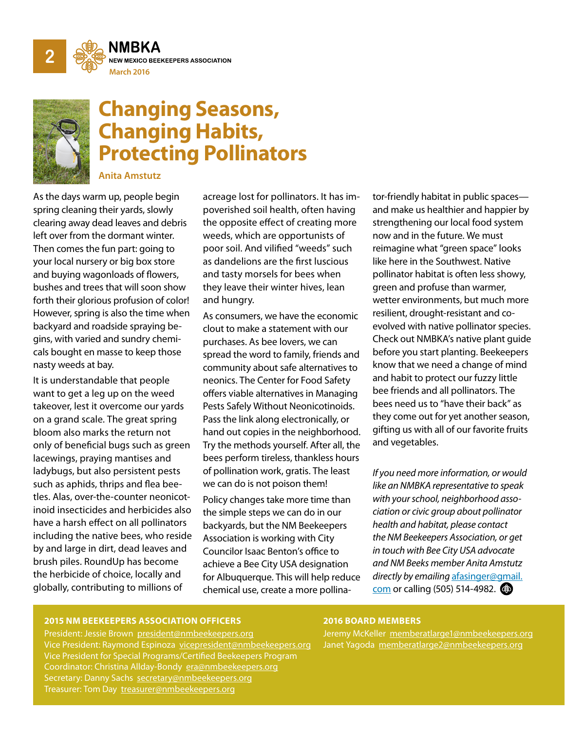# Changing Seasons, Changing Habits, Protecting Pollinators

**Anita Amstutz**

As the days warm up, people begin spring cleaning their yards, slowly clearing away dead leaves and debris left over from the dormant winter. Then comes the fun part: going to your local nursery or big box store and buying wagonloads of flowers, bushes and trees that will soon show forth their glorious profusion of color! However, spring is also the time when backyard and roadside spraying begins, with varied and sundry chemicals bought en masse to keep those nasty weeds at bay.

It is understandable that people want to get a leg up on the weed takeover, lest it overcome our yards on a grand scale. The great spring bloom also marks the return not only of beneficial bugs such as green lacewings, praying mantises and ladybugs, but also persistent pests such as aphids, thrips and flea beetles. Alas, over-the-counter neonicotinoid insecticides and herbicides also have a harsh effect on all pollinators including the native bees, who reside by and large in dirt, dead leaves and brush piles. RoundUp has become the herbicide of choice, locally and globally, contributing to millions of acreage lost for pollinators. It has impoverished soil health, often having the opposite effect of creating more weeds, which are opportunists of poor soil. And vilified "weeds" such as dandelions are the first luscious and tasty morsels for bees when they leave their winter hives, lean and hungry.

As consumers, we have the economic clout to make a statement with our purchases. As bee lovers, we can spread the word to family, friends and community about safe alternatives to neonics. The Center for Food Safety offers viable alternatives in Managing Pests Safely Without Neonicotinoids. Pass the link along electronically, or hand out copies in the neighborhood. Try the methods yourself. After all, the bees perform tireless, thankless hours of pollination work, gratis. The least we can do is not poison them!

Policy changes take more time than the simple steps we can do in our backyards, but the NM Beekeepers Association is working with City Councilor Isaac Benton's office to achieve a Bee City USA designation for Albuquerque. This will help reduce chemical use, create a more pollinator-friendly habitat in public spaces—and make us healthier and happier by strengthening our local food system now and in the future. We must reimagine what "green space" looks like here in the Southwest. Native pollinator habitat is often less showy, green and profuse than warmer, wetter environments, but much more resilient, drought-resistant and co-evolved with native pollinator species. Check out NMBKA's native plant guide before you start planting. Beekeepers know that we need a change of mind and habit to protect our fuzzy little bee friends and all pollinators. The bees need us to "have their back" as they come out for yet another season, gifting us with all of our favorite fruits and vegetables.

*If you need more information, or would like an NMBKA representative to speak with your school, neighborhood association or civic group about pollinator health and habitat, please contact the NM Beekeepers Association, or get in touch with Bee City USA advocate and NM Beeks member Anita Amstutz directly by emailing* afasinger@gmail.com or calling (505) 514-4982.

**2015 NM BEEKEEPERS ASSOCIATION OFFICERS**

President: Jessie Brown president@nmbeekeepers.org
Vice President: Raymond Espinoza vicepresident@nmbeekeepers.org
Vice President for Special Programs/Certified Beekeepers Program Coordinator: Christina Allday-Bondy era@nmbeekeepers.org
Secretary: Danny Sachs secretary@nmbeekeepers.org
Treasurer: Tom Day treasurer@nmbeekeepers.org

**2016 BOARD MEMBERS**

Jeremy McKeller memberatlarge1@nmbeekeepers.org
Janet Yagoda memberatlarge2@nmbeekeepers.org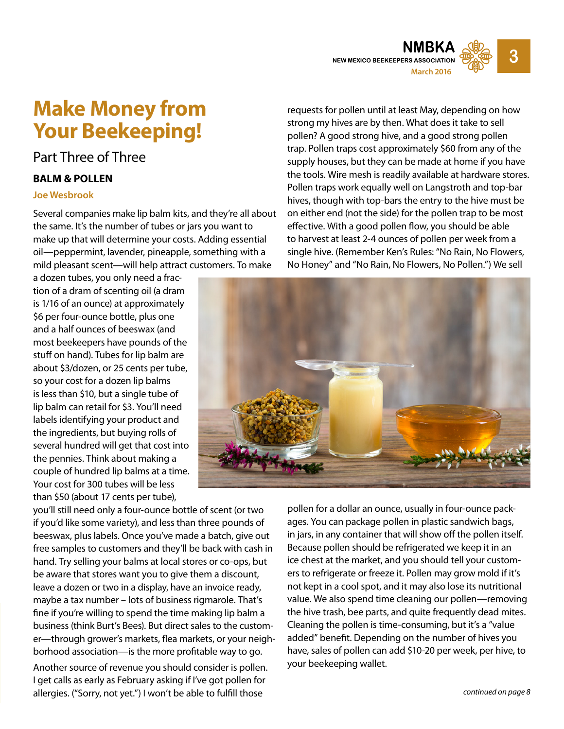# Make Money from Your Beekeeping!

## Part Three of Three

### BALM & POLLEN

**Joe Wesbrook**

Several companies make lip balm kits, and they're all about the same. It's the number of tubes or jars you want to make up that will determine your costs. Adding essential oil—peppermint, lavender, pineapple, something with a mild pleasant scent—will help attract customers. To make a dozen tubes, you only need a fraction of a dram of scenting oil (a dram is 1/16 of an ounce) at approximately $6 per four-ounce bottle, plus one and a half ounces of beeswax (and most beekeepers have pounds of the stuff on hand). Tubes for lip balm are about $3/dozen, or 25 cents per tube, so your cost for a dozen lip balms is less than $10, but a single tube of lip balm can retail for $3. You'll need labels identifying your product and the ingredients, but buying rolls of several hundred will get that cost into the pennies. Think about making a couple of hundred lip balms at a time. Your cost for 300 tubes will be less than $50 (about 17 cents per tube), you'll still need only a four-ounce bottle of scent (or two if you'd like some variety), and less than three pounds of beeswax, plus labels. Once you've made a batch, give out free samples to customers and they'll be back with cash in hand. Try selling your balms at local stores or co-ops, but be aware that stores want you to give them a discount, leave a dozen or two in a display, have an invoice ready, maybe a tax number – lots of business rigmarole. That's fine if you're willing to spend the time making lip balm a business (think Burt's Bees). But direct sales to the customer—through grower's markets, flea markets, or your neighborhood association—is the more profitable way to go.

Another source of revenue you should consider is pollen. I get calls as early as February asking if I've got pollen for allergies. ("Sorry, not yet.") I won't be able to fulfill those requests for pollen until at least May, depending on how strong my hives are by then. What does it take to sell pollen? A good strong hive, and a good strong pollen trap. Pollen traps cost approximately $60 from any of the supply houses, but they can be made at home if you have the tools. Wire mesh is readily available at hardware stores. Pollen traps work equally well on Langstroth and top-bar hives, though with top-bars the entry to the hive must be on either end (not the side) for the pollen trap to be most effective. With a good pollen flow, you should be able to harvest at least 2-4 ounces of pollen per week from a single hive. (Remember Ken's Rules: "No Rain, No Flowers, No Honey" and "No Rain, No Flowers, No Pollen.") We sell pollen for a dollar an ounce, usually in four-ounce packages. You can package pollen in plastic sandwich bags, in jars, in any container that will show off the pollen itself. Because pollen should be refrigerated we keep it in an ice chest at the market, and you should tell your customers to refrigerate or freeze it. Pollen may grow mold if it's not kept in a cool spot, and it may also lose its nutritional value. We also spend time cleaning our pollen—removing the hive trash, bee parts, and quite frequently dead mites. Cleaning the pollen is time-consuming, but it's a "value added" benefit. Depending on the number of hives you have, sales of pollen can add $10-20 per week, per hive, to your beekeeping wallet.

*continued on page 8*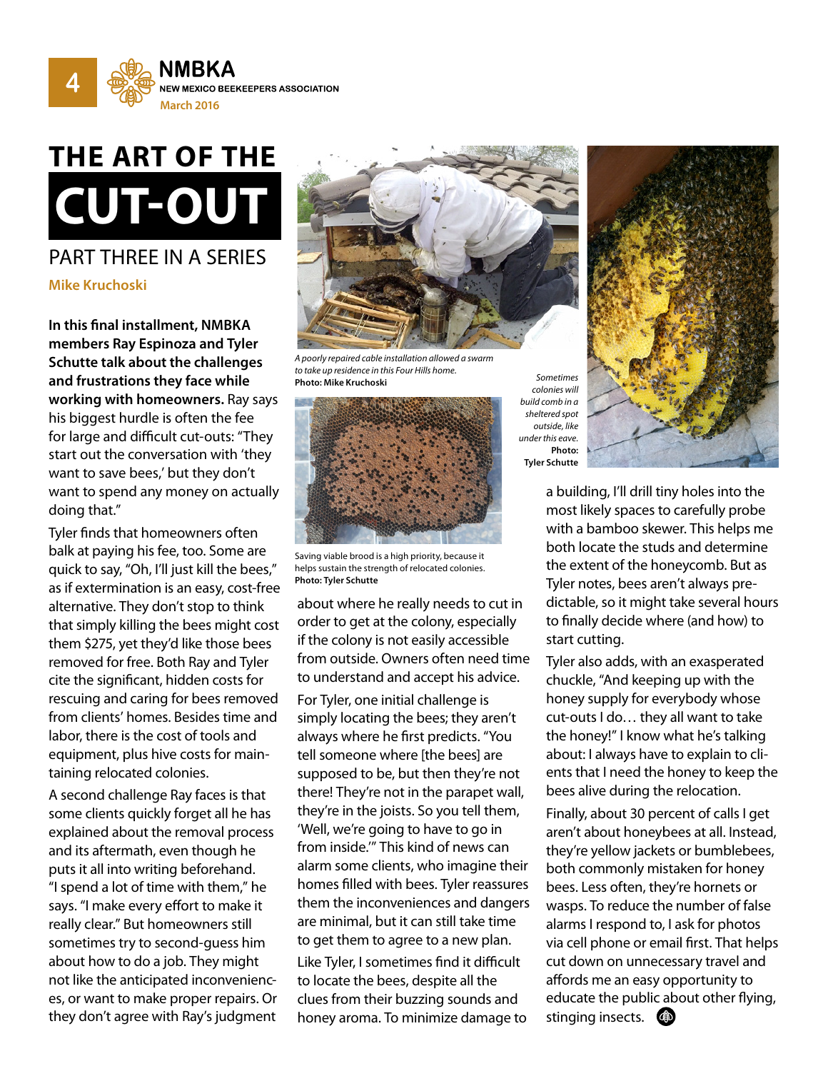# THE ART OF THE CUT-OUT

## PART THREE IN A SERIES

**Mike Kruchoski**

**In this final installment, NMBKA members Ray Espinoza and Tyler Schutte talk about the challenges and frustrations they face while working with homeowners.** Ray says his biggest hurdle is often the fee for large and difficult cut-outs: "They start out the conversation with 'they want to save bees,' but they don't want to spend any money on actually doing that."

Tyler finds that homeowners often balk at paying his fee, too. Some are quick to say, "Oh, I'll just kill the bees," as if extermination is an easy, cost-free alternative. They don't stop to think that simply killing the bees might cost them $275, yet they'd like those bees removed for free. Both Ray and Tyler cite the significant, hidden costs for rescuing and caring for bees removed from clients' homes. Besides time and labor, there is the cost of tools and equipment, plus hive costs for maintaining relocated colonies.

A second challenge Ray faces is that some clients quickly forget all he has explained about the removal process and its aftermath, even though he puts it all into writing beforehand. "I spend a lot of time with them," he says. "I make every effort to make it really clear." But homeowners still sometimes try to second-guess him about how to do a job. They might not like the anticipated inconveniences, or want to make proper repairs. Or they don't agree with Ray's judgment about where he really needs to cut in order to get at the colony, especially if the colony is not easily accessible from outside. Owners often need time to understand and accept his advice.

*A poorly repaired cable installation allowed a swarm to take up residence in this Four Hills home.*
**Photo: Mike Kruchoski**

Saving viable brood is a high priority, because it helps sustain the strength of relocated colonies.
**Photo: Tyler Schutte**

*Sometimes colonies will build comb in a sheltered spot outside, like under this eave.*
**Photo: Tyler Schutte**

For Tyler, one initial challenge is simply locating the bees; they aren't always where he first predicts. "You tell someone where [the bees] are supposed to be, but then they're not there! They're not in the parapet wall, they're in the joists. So you tell them, 'Well, we're going to have to go in from inside.'" This kind of news can alarm some clients, who imagine their homes filled with bees. Tyler reassures them the inconveniences and dangers are minimal, but it can still take time to get them to agree to a new plan.

Like Tyler, I sometimes find it difficult to locate the bees, despite all the clues from their buzzing sounds and honey aroma. To minimize damage to a building, I'll drill tiny holes into the most likely spaces to carefully probe with a bamboo skewer. This helps me both locate the studs and determine the extent of the honeycomb. But as Tyler notes, bees aren't always predictable, so it might take several hours to finally decide where (and how) to start cutting.

Tyler also adds, with an exasperated chuckle, "And keeping up with the honey supply for everybody whose cut-outs I do… they all want to take the honey!" I know what he's talking about: I always have to explain to clients that I need the honey to keep the bees alive during the relocation.

Finally, about 30 percent of calls I get aren't about honeybees at all. Instead, they're yellow jackets or bumblebees, both commonly mistaken for honey bees. Less often, they're hornets or wasps. To reduce the number of false alarms I respond to, I ask for photos via cell phone or email first. That helps cut down on unnecessary travel and affords me an easy opportunity to educate the public about other flying, stinging insects.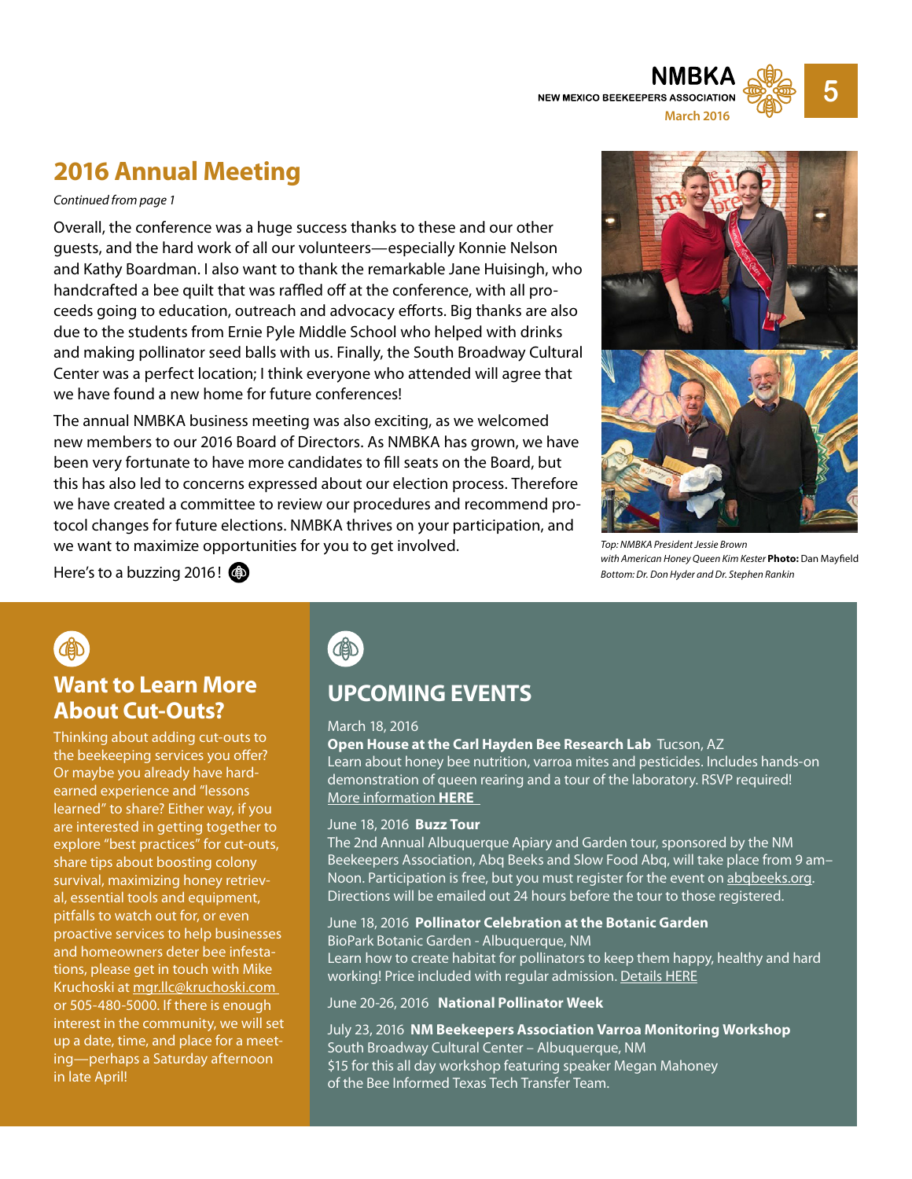## 2016 Annual Meeting

*Continued from page 1*

Overall, the conference was a huge success thanks to these and our other guests, and the hard work of all our volunteers—especially Konnie Nelson and Kathy Boardman. I also want to thank the remarkable Jane Huisingh, who handcrafted a bee quilt that was raffled off at the conference, with all proceeds going to education, outreach and advocacy efforts. Big thanks are also due to the students from Ernie Pyle Middle School who helped with drinks and making pollinator seed balls with us. Finally, the South Broadway Cultural Center was a perfect location; I think everyone who attended will agree that we have found a new home for future conferences!

The annual NMBKA business meeting was also exciting, as we welcomed new members to our 2016 Board of Directors. As NMBKA has grown, we have been very fortunate to have more candidates to fill seats on the Board, but this has also led to concerns expressed about our election process. Therefore we have created a committee to review our procedures and recommend protocol changes for future elections. NMBKA thrives on your participation, and we want to maximize opportunities for you to get involved.

Here's to a buzzing 2016!

*Top: NMBKA President Jessie Brown with American Honey Queen Kim Kester* **Photo:** Dan Mayfield
*Bottom: Dr. Don Hyder and Dr. Stephen Rankin*

## Want to Learn More About Cut-Outs?

Thinking about adding cut-outs to the beekeeping services you offer? Or maybe you already have hard-earned experience and "lessons learned" to share? Either way, if you are interested in getting together to explore "best practices" for cut-outs, share tips about boosting colony survival, maximizing honey retrieval, essential tools and equipment, pitfalls to watch out for, or even proactive services to help businesses and homeowners deter bee infestations, please get in touch with Mike Kruchoski at mgr.llc@kruchoski.com or 505-480-5000. If there is enough interest in the community, we will set up a date, time, and place for a meeting—perhaps a Saturday afternoon in late April!

## UPCOMING EVENTS

March 18, 2016
**Open House at the Carl Hayden Bee Research Lab** Tucson, AZ
Learn about honey bee nutrition, varroa mites and pesticides. Includes hands-on demonstration of queen rearing and a tour of the laboratory. RSVP required!
More information **HERE**

June 18, 2016 **Buzz Tour**
The 2nd Annual Albuquerque Apiary and Garden tour, sponsored by the NM Beekeepers Association, Abq Beeks and Slow Food Abq, will take place from 9 am–Noon. Participation is free, but you must register for the event on abqbeeks.org. Directions will be emailed out 24 hours before the tour to those registered.

June 18, 2016 **Pollinator Celebration at the Botanic Garden**
BioPark Botanic Garden - Albuquerque, NM
Learn how to create habitat for pollinators to keep them happy, healthy and hard working! Price included with regular admission. Details HERE

June 20-26, 2016 **National Pollinator Week**

July 23, 2016 **NM Beekeepers Association Varroa Monitoring Workshop**
South Broadway Cultural Center – Albuquerque, NM
$15 for this all day workshop featuring speaker Megan Mahoney of the Bee Informed Texas Tech Transfer Team.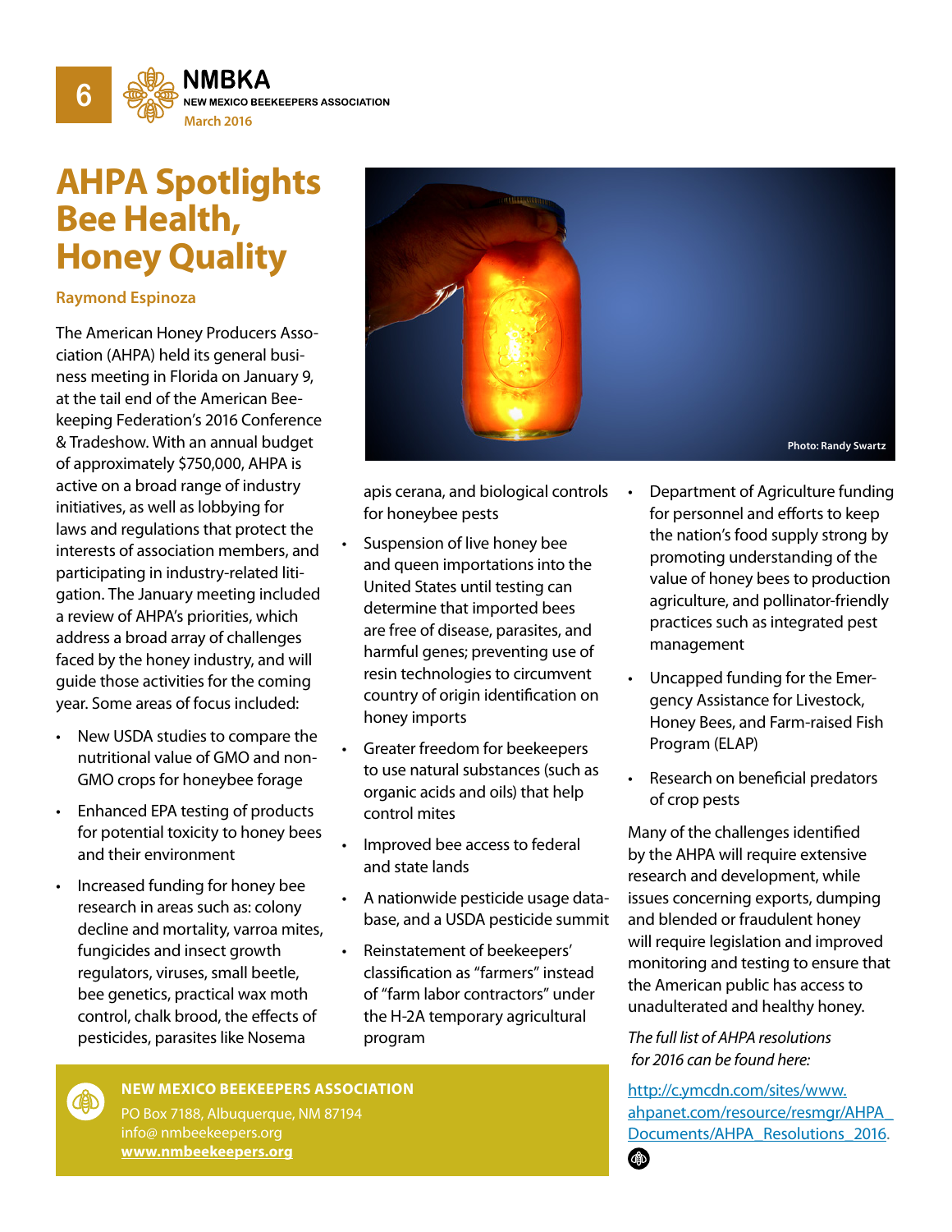# AHPA Spotlights Bee Health, Honey Quality

**Raymond Espinoza**

The American Honey Producers Association (AHPA) held its general business meeting in Florida on January 9, at the tail end of the American Beekeeping Federation's 2016 Conference & Tradeshow. With an annual budget of approximately $750,000, AHPA is active on a broad range of industry initiatives, as well as lobbying for laws and regulations that protect the interests of association members, and participating in industry-related litigation. The January meeting included a review of AHPA's priorities, which address a broad array of challenges faced by the honey industry, and will guide those activities for the coming year. Some areas of focus included:

- New USDA studies to compare the nutritional value of GMO and non-GMO crops for honeybee forage
- Enhanced EPA testing of products for potential toxicity to honey bees and their environment
- Increased funding for honey bee research in areas such as: colony decline and mortality, varroa mites, fungicides and insect growth regulators, viruses, small beetle, bee genetics, practical wax moth control, chalk brood, the effects of pesticides, parasites like Nosema apis cerana, and biological controls for honeybee pests
- Suspension of live honey bee and queen importations into the United States until testing can determine that imported bees are free of disease, parasites, and harmful genes; preventing use of resin technologies to circumvent country of origin identification on honey imports
- Greater freedom for beekeepers to use natural substances (such as organic acids and oils) that help control mites
- Improved bee access to federal and state lands
- A nationwide pesticide usage database, and a USDA pesticide summit
- Reinstatement of beekeepers' classification as "farmers" instead of "farm labor contractors" under the H-2A temporary agricultural program
- Department of Agriculture funding for personnel and efforts to keep the nation's food supply strong by promoting understanding of the value of honey bees to production agriculture, and pollinator-friendly practices such as integrated pest management
- Uncapped funding for the Emergency Assistance for Livestock, Honey Bees, and Farm-raised Fish Program (ELAP)
- Research on beneficial predators of crop pests

Many of the challenges identified by the AHPA will require extensive research and development, while issues concerning exports, dumping and blended or fraudulent honey will require legislation and improved monitoring and testing to ensure that the American public has access to unadulterated and healthy honey.

*The full list of AHPA resolutions for 2016 can be found here:*

http://c.ymcdn.com/sites/www.ahpanet.com/resource/resmgr/AHPA_Documents/AHPA_Resolutions_2016.

Photo: Randy Swartz

**NEW MEXICO BEEKEEPERS ASSOCIATION**
PO Box 7188, Albuquerque, NM 87194
info@ nmbeekeepers.org
**www.nmbeekeepers.org**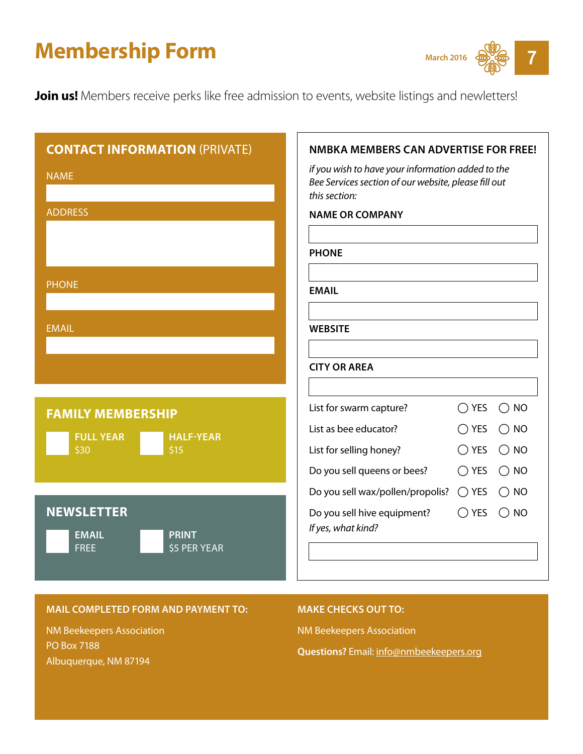# Membership Form

**Join us!** Members receive perks like free admission to events, website listings and newletters!

## CONTACT INFORMATION (PRIVATE)

NAME

ADDRESS

PHONE

EMAIL

## FAMILY MEMBERSHIP

- ☐ **FULL YEAR** $30
- ☐ **HALF-YEAR** $15

## NEWSLETTER

- ☐ **EMAIL** FREE
- ☐ **PRINT** $5 PER YEAR

## NMBKA MEMBERS CAN ADVERTISE FOR FREE!

*if you wish to have your information added to the Bee Services section of our website, please fill out this section:*

**NAME OR COMPANY**

**PHONE**

**EMAIL**

**WEBSITE**

**CITY OR AREA**

| | | |
|---|---|---|
| List for swarm capture? | ◯ YES | ◯ NO |
| List as bee educator? | ◯ YES | ◯ NO |
| List for selling honey? | ◯ YES | ◯ NO |
| Do you sell queens or bees? | ◯ YES | ◯ NO |
| Do you sell wax/pollen/propolis? | ◯ YES | ◯ NO |
| Do you sell hive equipment? | ◯ YES | ◯ NO |

*If yes, what kind?*

**MAIL COMPLETED FORM AND PAYMENT TO:**

NM Beekeepers Association
PO Box 7188
Albuquerque, NM 87194

**MAKE CHECKS OUT TO:**

NM Beekeepers Association

**Questions?** Email: info@nmbeekeepers.org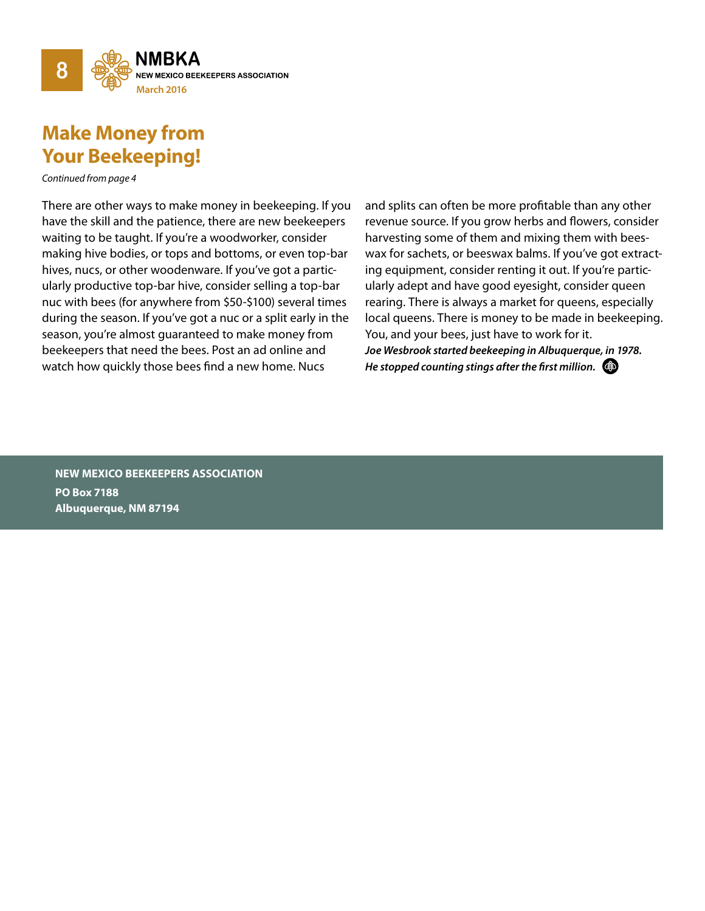# Make Money from Your Beekeeping!

*Continued from page 4*

There are other ways to make money in beekeeping. If you have the skill and the patience, there are new beekeepers waiting to be taught. If you're a woodworker, consider making hive bodies, or tops and bottoms, or even top-bar hives, nucs, or other woodenware. If you've got a particularly productive top-bar hive, consider selling a top-bar nuc with bees (for anywhere from $50-$100) several times during the season. If you've got a nuc or a split early in the season, you're almost guaranteed to make money from beekeepers that need the bees. Post an ad online and watch how quickly those bees find a new home. Nucs and splits can often be more profitable than any other revenue source. If you grow herbs and flowers, consider harvesting some of them and mixing them with beeswax for sachets, or beeswax balms. If you've got extracting equipment, consider renting it out. If you're particularly adept and have good eyesight, consider queen rearing. There is always a market for queens, especially local queens. There is money to be made in beekeeping. You, and your bees, just have to work for it.

***Joe Wesbrook started beekeeping in Albuquerque, in 1978. He stopped counting stings after the first million.***

**NEW MEXICO BEEKEEPERS ASSOCIATION**
**PO Box 7188**
**Albuquerque, NM 87194**